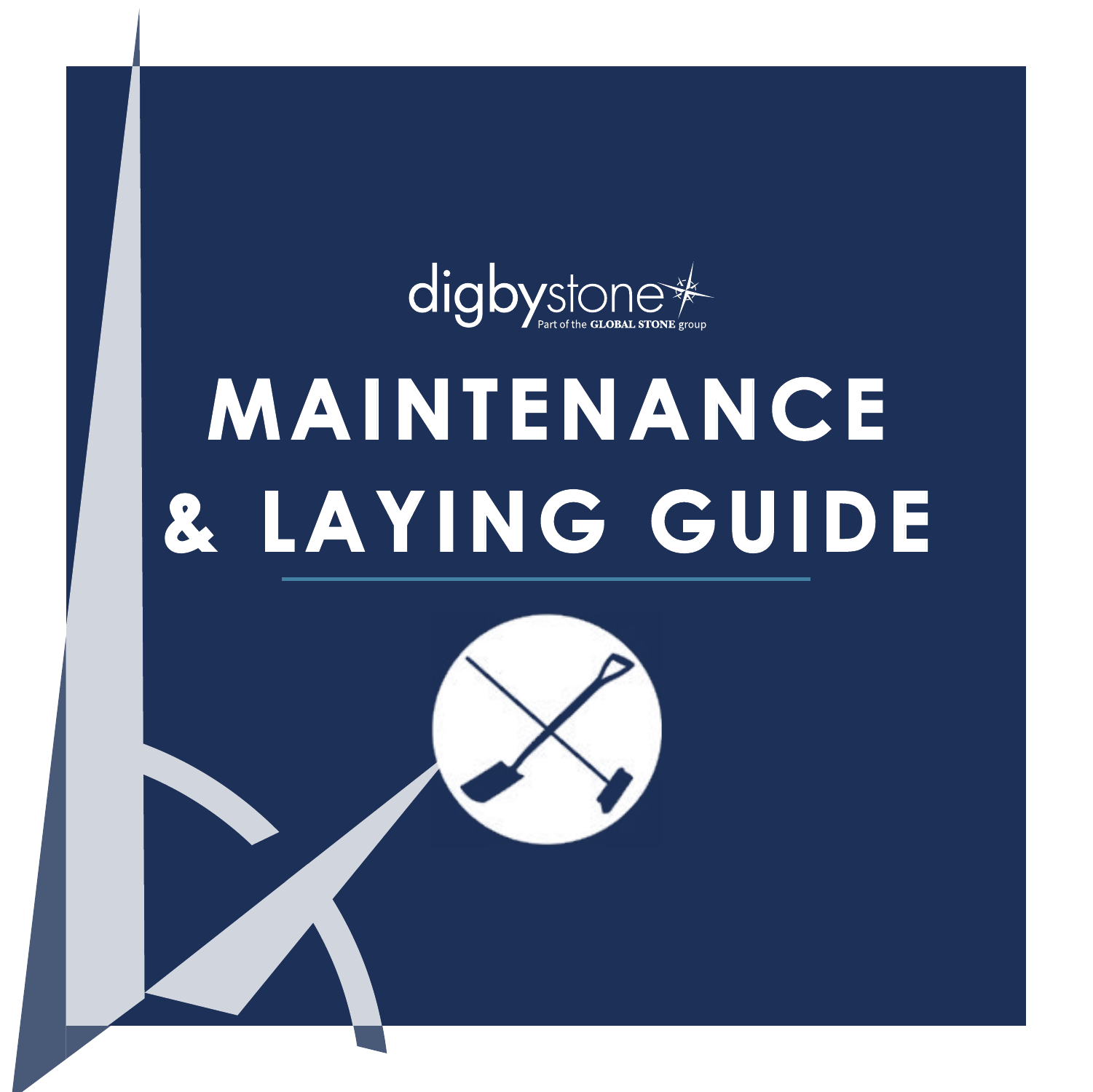digbystone

Part of the GLOBAL STONE group

# MAINTENANCE & LAYING GUIDE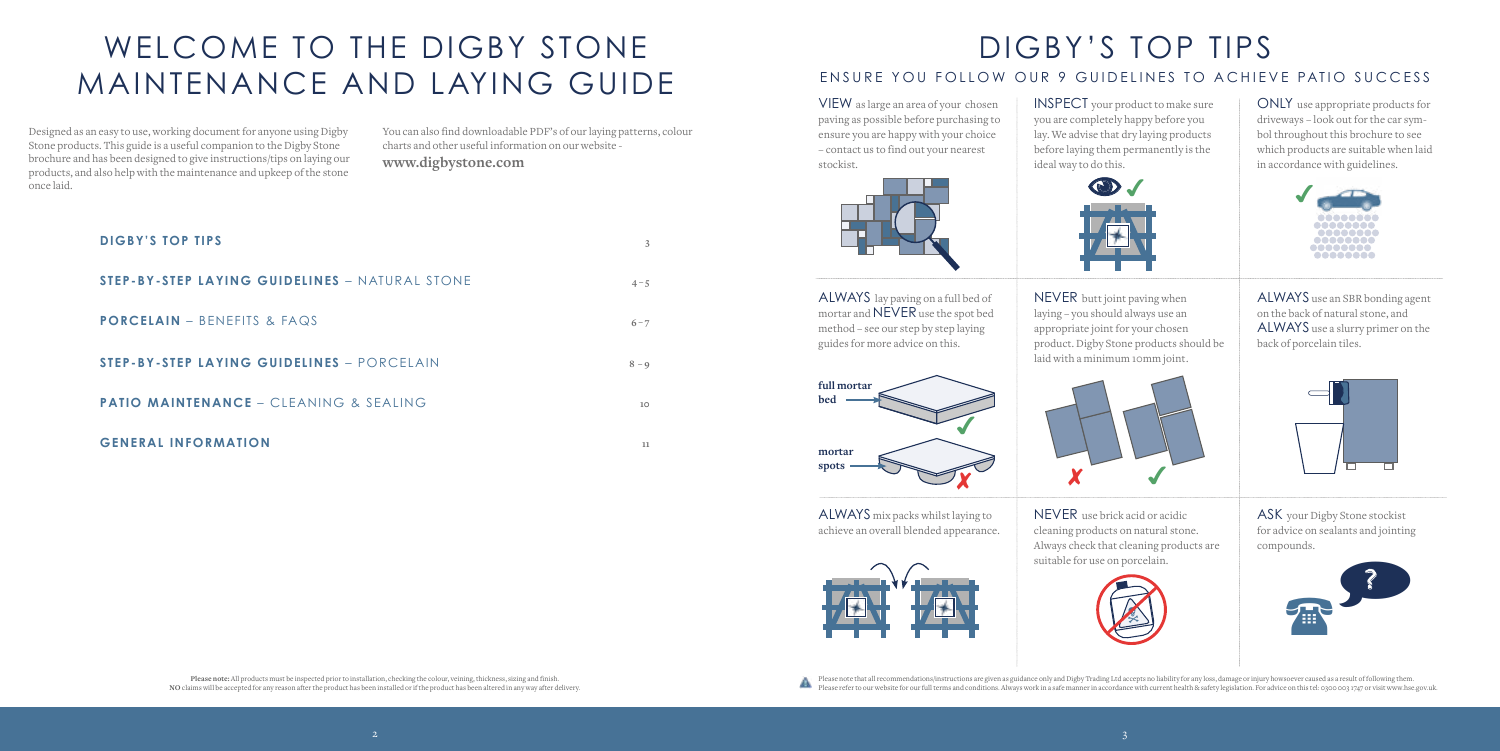# WELCOME TO THE DIGBY STONE MAINTENANCE AND LAYING GUIDE

Designed as an easy to use, working document for anyone using Digby Stone products. This guide is a useful companion to the Digby Stone brochure and has been designed to give instructions/tips on laying our products, and also help with the maintenance and upkeep of the stone once laid.

You can also find downloadable PDF's of our laying patterns, colour charts and other useful information on our website - **www.digbystone.com**

| | |
|---|---|
| **DIGBY'S TOP TIPS** | 3 |
| **STEP-BY-STEP LAYING GUIDELINES** – NATURAL STONE | 4 – 5 |
| **PORCELAIN** – BENEFITS & FAQS | 6 – 7 |
| **STEP-BY-STEP LAYING GUIDELINES** – PORCELAIN | 8 – 9 |
| **PATIO MAINTENANCE** – CLEANING & SEALING | 10 |
| **GENERAL INFORMATION** | 11 |

**Please note:** All products must be inspected prior to installation, checking the colour, veining, thickness, sizing and finish. **NO** claims will be accepted for any reason after the product has been installed or if the product has been altered in any way after delivery.

# DIGBY'S TOP TIPS

## ENSURE YOU FOLLOW OUR 9 GUIDELINES TO ACHIEVE PATIO SUCCESS

VIEW as large an area of your chosen paving as possible before purchasing to ensure you are happy with your choice – contact us to find out your nearest stockist.

INSPECT your product to make sure you are completely happy before you lay. We advise that dry laying products before laying them permanently is the ideal way to do this.

ONLY use appropriate products for driveways – look out for the car symbol throughout this brochure to see which products are suitable when laid in accordance with guidelines.

ALWAYS lay paving on a full bed of mortar and NEVER use the spot bed method – see our step by step laying guides for more advice on this.

full mortar bed ✓

mortar spots ✗

NEVER butt joint paving when laying – you should always use an appropriate joint for your chosen product. Digby Stone products should be laid with a minimum 10mm joint.

ALWAYS use an SBR bonding agent on the back of natural stone, and ALWAYS use a slurry primer on the back of porcelain tiles.

ALWAYS mix packs whilst laying to achieve an overall blended appearance.

NEVER use brick acid or acidic cleaning products on natural stone. Always check that cleaning products are suitable for use on porcelain.

ASK your Digby Stone stockist for advice on sealants and jointing compounds.

Please note that all recommendations/instructions are given as guidance only and Digby Trading Ltd accepts no liability for any loss, damage or injury howsoever caused as a result of following them. Please refer to our website for our full terms and conditions. Always work in a safe manner in accordance with current health & safety legislation. For advice on this tel: 0300 003 1747 or visit www.hse.gov.uk.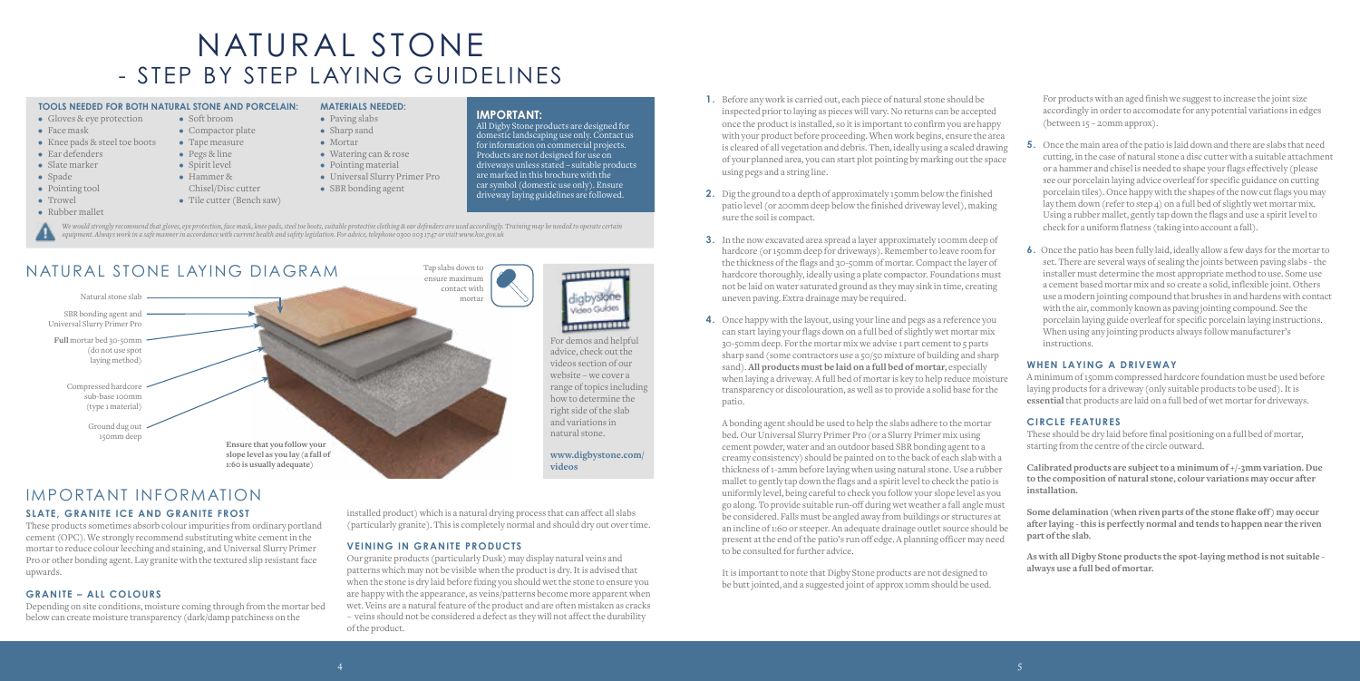# NATURAL STONE - STEP BY STEP LAYING GUIDELINES

**TOOLS NEEDED FOR BOTH NATURAL STONE AND PORCELAIN:**

- Gloves & eye protection
- Face mask
- Knee pads & steel toe boots
- Ear defenders
- Slate marker
- Spade
- Pointing tool
- Trowel
- Rubber mallet
- Soft broom
- Compactor plate
- Tape measure
- Pegs & line
- Spirit level
- Hammer & Chisel/Disc cutter
- Tile cutter (Bench saw)

**MATERIALS NEEDED:**

- Paving slabs
- Sharp sand
- Mortar
- Watering can & rose
- Pointing material
- Universal Slurry Primer Pro
- SBR bonding agent

**IMPORTANT:**

All Digby Stone products are designed for domestic landscaping use only. Contact us for information on commercial projects. Products are not designed for use on driveways unless stated - suitable products are marked in this brochure with the car symbol (domestic use only). Ensure driveway laying guidelines are followed.

*We would strongly recommend that gloves, eye protection, face mask, knee pads, steel toe boots, suitable protective clothing & ear defenders are used accordingly. Training may be needed to operate certain equipment. Always work in a safe manner in accordance with current health and safety legislation. For advice, telephone 0300 003 1747 or visit www.hse.gov.uk*

## NATURAL STONE LAYING DIAGRAM

- Natural stone slab
- SBR bonding agent and Universal Slurry Primer Pro
- **Full** mortar bed 30-50mm (do not use spot laying method)
- Compressed hardcore sub-base 100mm (type 1 material)
- Ground dug out 150mm deep

Tap slabs down to ensure maximum contact with mortar

**Ensure that you follow your slope level as you lay (a fall of 1:60 is usually adequate)**

For demos and helpful advice, check out the videos section of our website – we cover a range of topics including how to determine the right side of the slab and variations in natural stone.

**www.digbystone.com/videos**

## IMPORTANT INFORMATION

### SLATE, GRANITE ICE AND GRANITE FROST

These products sometimes absorb colour impurities from ordinary portland cement (OPC). We strongly recommend substituting white cement in the mortar to reduce colour leeching and staining, and Universal Slurry Primer Pro or other bonding agent. Lay granite with the textured slip resistant face upwards.

### GRANITE – ALL COLOURS

Depending on site conditions, moisture coming through from the mortar bed below can create moisture transparency (dark/damp patchiness on the installed product) which is a natural drying process that can affect all slabs (particularly granite). This is completely normal and should dry out over time.

### VEINING IN GRANITE PRODUCTS

Our granite products (particularly Dusk) may display natural veins and patterns which may not be visible when the product is dry. It is advised that when the stone is dry laid before fixing you should wet the stone to ensure you are happy with the appearance, as veins/patterns become more apparent when wet. Veins are a natural feature of the product and are often mistaken as cracks – veins should not be considered a defect as they will not affect the durability of the product.

**1.** Before any work is carried out, each piece of natural stone should be inspected prior to laying as pieces will vary. No returns can be accepted once the product is installed, so it is important to confirm you are happy with your product before proceeding. When work begins, ensure the area is cleared of all vegetation and debris. Then, ideally using a scaled drawing of your planned area, you can start plot pointing by marking out the space using pegs and a string line.

**2.** Dig the ground to a depth of approximately 150mm below the finished patio level (or 200mm deep below the finished driveway level), making sure the soil is compact.

**3.** In the now excavated area spread a layer approximately 100mm deep of hardcore (or 150mm deep for driveways). Remember to leave room for the thickness of the flags and 30-50mm of mortar. Compact the layer of hardcore thoroughly, ideally using a plate compactor. Foundations must not be laid on water saturated ground as they may sink in time, creating uneven paving. Extra drainage may be required.

**4.** Once happy with the layout, using your line and pegs as a reference you can start laying your flags down on a full bed of slightly wet mortar mix 30-50mm deep. For the mortar mix we advise 1 part cement to 5 parts sharp sand (some contractors use a 50/50 mixture of building and sharp sand). **All products must be laid on a full bed of mortar,** especially when laying a driveway. A full bed of mortar is key to help reduce moisture transparency or discolouration, as well as to provide a solid base for the patio.

A bonding agent should be used to help the slabs adhere to the mortar bed. Our Universal Slurry Primer Pro (or a Slurry Primer mix using cement powder, water and an outdoor based SBR bonding agent to a creamy consistency) should be painted on to the back of each slab with a thickness of 1-2mm before laying when using natural stone. Use a rubber mallet to gently tap down the flags and a spirit level to check the patio is uniformly level, being careful to check you follow your slope level as you go along. To provide suitable run-off during wet weather a fall angle must be considered. Falls must be angled away from buildings or structures at an incline of 1:60 or steeper. An adequate drainage outlet source should be present at the end of the patio's run off edge. A planning officer may need to be consulted for further advice.

It is important to note that Digby Stone products are not designed to be butt jointed, and a suggested joint of approx 10mm should be used.

For products with an aged finish we suggest to increase the joint size accordingly in order to accomodate for any potential variations in edges (between 15 – 20mm approx).

**5.** Once the main area of the patio is laid down and there are slabs that need cutting, in the case of natural stone a disc cutter with a suitable attachment or a hammer and chisel is needed to shape your flags effectively (please see our porcelain laying advice overleaf for specific guidance on cutting porcelain tiles). Once happy with the shapes of the now cut flags you may lay them down (refer to step 4) on a full bed of slightly wet mortar mix. Using a rubber mallet, gently tap down the flags and use a spirit level to check for a uniform flatness (taking into account a fall).

**6.** Once the patio has been fully laid, ideally allow a few days for the mortar to set. There are several ways of sealing the joints between paving slabs - the installer must determine the most appropriate method to use. Some use a cement based mortar mix and so create a solid, inflexible joint. Others use a modern jointing compound that brushes in and hardens with contact with the air, commonly known as paving jointing compound. See the porcelain laying guide overleaf for specific porcelain laying instructions. When using any jointing products always follow manufacturer's instructions.

### WHEN LAYING A DRIVEWAY

A minimum of 150mm compressed hardcore foundation must be used before laying products for a driveway (only suitable products to be used). It is **essential** that products are laid on a full bed of wet mortar for driveways.

### CIRCLE FEATURES

These should be dry laid before final positioning on a full bed of mortar, starting from the centre of the circle outward.

**Calibrated products are subject to a minimum of +/-3mm variation. Due to the composition of natural stone, colour variations may occur after installation.**

**Some delamination (when riven parts of the stone flake off) may occur after laying - this is perfectly normal and tends to happen near the riven part of the slab.**

**As with all Digby Stone products the spot-laying method is not suitable - always use a full bed of mortar.**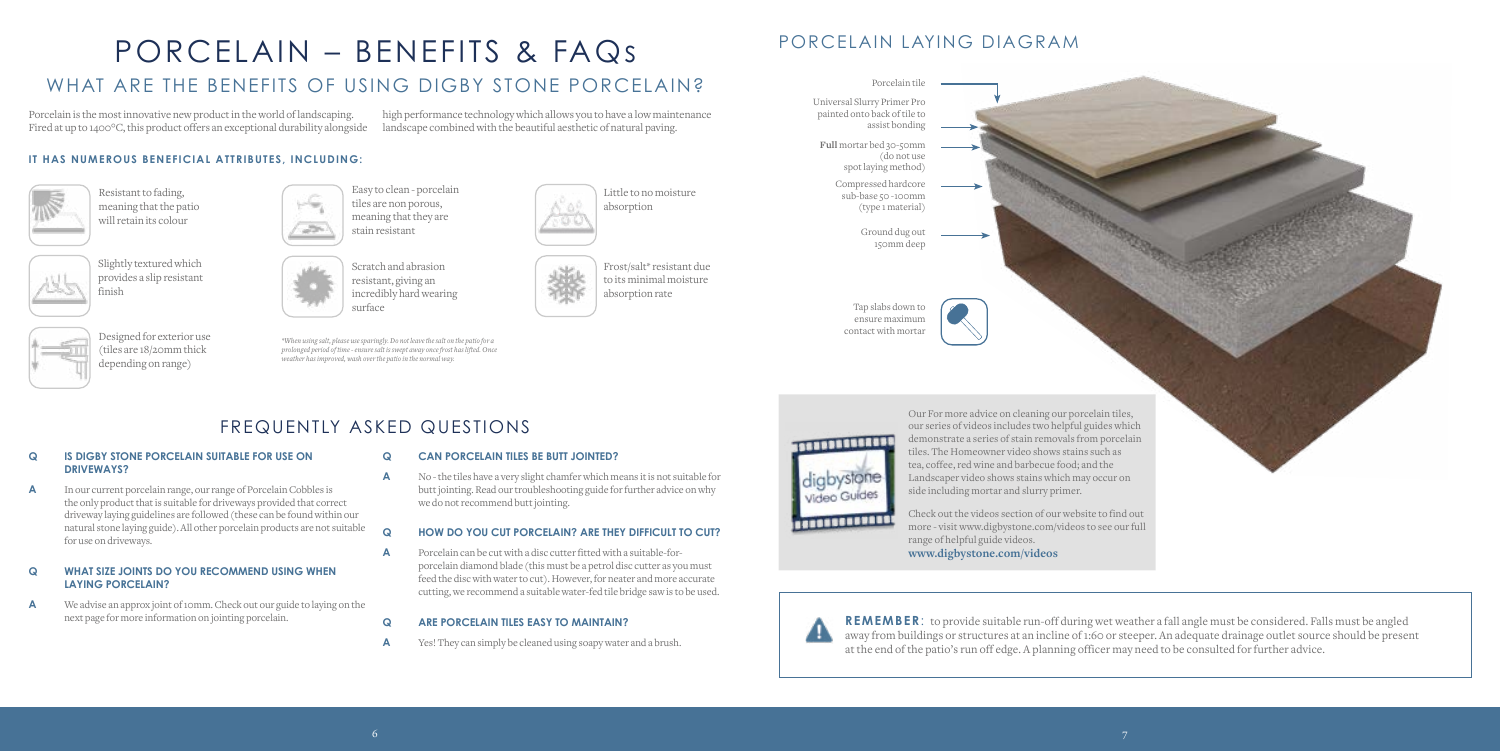# PORCELAIN – BENEFITS & FAQs

## WHAT ARE THE BENEFITS OF USING DIGBY STONE PORCELAIN?

Porcelain is the most innovative new product in the world of landscaping. Fired at up to 1400°C, this product offers an exceptional durability alongside high performance technology which allows you to have a low maintenance landscape combined with the beautiful aesthetic of natural paving.

### IT HAS NUMEROUS BENEFICIAL ATTRIBUTES, INCLUDING:

- Resistant to fading, meaning that the patio will retain its colour
- Slightly textured which provides a slip resistant finish
- Designed for exterior use (tiles are 18/20mm thick depending on range)
- Easy to clean - porcelain tiles are non porous, meaning that they are stain resistant
- Scratch and abrasion resistant, giving an incredibly hard wearing surface
- Little to no moisture absorption
- Frost/salt* resistant due to its minimal moisture absorption rate

*When using salt, please use sparingly. Do not leave the salt on the patio for a prolonged period of time - ensure salt is swept away once frost has lifted. Once weather has improved, wash over the patio in the normal way.*

## FREQUENTLY ASKED QUESTIONS

**Q IS DIGBY STONE PORCELAIN SUITABLE FOR USE ON DRIVEWAYS?**

**A** In our current porcelain range, our range of Porcelain Cobbles is the only product that is suitable for driveways provided that correct driveway laying guidelines are followed (these can be found within our natural stone laying guide). All other porcelain products are not suitable for use on driveways.

**Q WHAT SIZE JOINTS DO YOU RECOMMEND USING WHEN LAYING PORCELAIN?**

**A** We advise an approx joint of 10mm. Check out our guide to laying on the next page for more information on jointing porcelain.

**Q CAN PORCELAIN TILES BE BUTT JOINTED?**

**A** No - the tiles have a very slight chamfer which means it is not suitable for butt jointing. Read our troubleshooting guide for further advice on why we do not recommend butt jointing.

**Q HOW DO YOU CUT PORCELAIN? ARE THEY DIFFICULT TO CUT?**

**A** Porcelain can be cut with a disc cutter fitted with a suitable-for-porcelain diamond blade (this must be a petrol disc cutter as you must feed the disc with water to cut). However, for neater and more accurate cutting, we recommend a suitable water-fed tile bridge saw is to be used.

**Q ARE PORCELAIN TILES EASY TO MAINTAIN?**

**A** Yes! They can simply be cleaned using soapy water and a brush.

# PORCELAIN LAYING DIAGRAM

- Porcelain tile
- Universal Slurry Primer Pro painted onto back of tile to assist bonding
- **Full** mortar bed 30-50mm (do not use spot laying method)
- Compressed hardcore sub-base 50 -100mm (type 1 material)
- Ground dug out 150mm deep

Tap slabs down to ensure maximum contact with mortar

digbystone Video Guides

Our For more advice on cleaning our porcelain tiles, our series of videos includes two helpful guides which demonstrate a series of stain removals from porcelain tiles. The Homeowner video shows stains such as tea, coffee, red wine and barbecue food; and the Landscaper video shows stains which may occur on side including mortar and slurry primer.

Check out the videos section of our website to find out more - visit www.digbystone.com/videos to see our full range of helpful guide videos.
**www.digbystone.com/videos**

**REMEMBER**: to provide suitable run-off during wet weather a fall angle must be considered. Falls must be angled away from buildings or structures at an incline of 1:60 or steeper. An adequate drainage outlet source should be present at the end of the patio's run off edge. A planning officer may need to be consulted for further advice.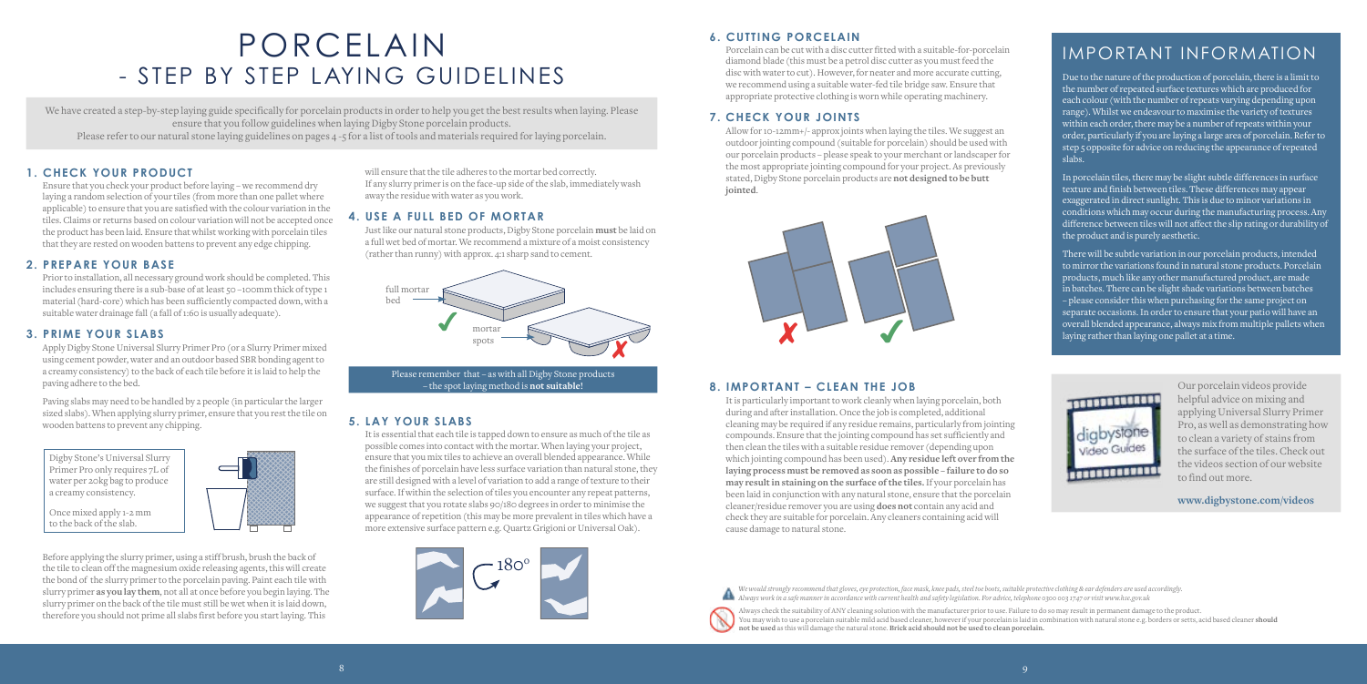# PORCELAIN - STEP BY STEP LAYING GUIDELINES

We have created a step-by-step laying guide specifically for porcelain products in order to help you get the best results when laying. Please ensure that you follow guidelines when laying Digby Stone porcelain products.
Please refer to our natural stone laying guidelines on pages 4 -5 for a list of tools and materials required for laying porcelain.

## 1. CHECK YOUR PRODUCT

Ensure that you check your product before laying – we recommend dry laying a random selection of your tiles (from more than one pallet where applicable) to ensure that you are satisfied with the colour variation in the tiles. Claims or returns based on colour variation will not be accepted once the product has been laid. Ensure that whilst working with porcelain tiles that they are rested on wooden battens to prevent any edge chipping.

## 2. PREPARE YOUR BASE

Prior to installation, all necessary ground work should be completed. This includes ensuring there is a sub-base of at least 50 –100mm thick of type 1 material (hard-core) which has been sufficiently compacted down, with a suitable water drainage fall (a fall of 1:60 is usually adequate).

## 3. PRIME YOUR SLABS

Apply Digby Stone Universal Slurry Primer Pro (or a Slurry Primer mixed using cement powder, water and an outdoor based SBR bonding agent to a creamy consistency) to the back of each tile before it is laid to help the paving adhere to the bed.

Paving slabs may need to be handled by 2 people (in particular the larger sized slabs). When applying slurry primer, ensure that you rest the tile on wooden battens to prevent any chipping.

Digby Stone's Universal Slurry Primer Pro only requires 7L of water per 20kg bag to produce a creamy consistency.

Once mixed apply 1-2 mm to the back of the slab.

Before applying the slurry primer, using a stiff brush, brush the back of the tile to clean off the magnesium oxide releasing agents, this will create the bond of the slurry primer to the porcelain paving. Paint each tile with slurry primer **as you lay them**, not all at once before you begin laying. The slurry primer on the back of the tile must still be wet when it is laid down, therefore you should not prime all slabs first before you start laying. This will ensure that the tile adheres to the mortar bed correctly. If any slurry primer is on the face-up side of the slab, immediately wash away the residue with water as you work.

## 4. USE A FULL BED OF MORTAR

Just like our natural stone products, Digby Stone porcelain **must** be laid on a full wet bed of mortar. We recommend a mixture of a moist consistency (rather than runny) with approx. 4:1 sharp sand to cement.

full mortar bed ✓ mortar spots ✗

Please remember that – as with all Digby Stone products – the spot laying method is **not suitable**!

## 5. LAY YOUR SLABS

It is essential that each tile is tapped down to ensure as much of the tile as possible comes into contact with the mortar. When laying your project, ensure that you mix tiles to achieve an overall blended appearance. While the finishes of porcelain have less surface variation than natural stone, they are still designed with a level of variation to add a range of texture to their surface. If within the selection of tiles you encounter any repeat patterns, we suggest that you rotate slabs 90/180 degrees in order to minimise the appearance of repetition (this may be more prevalent in tiles which have a more extensive surface pattern e.g. Quartz Grigioni or Universal Oak).

180°

## 6. CUTTING PORCELAIN

Porcelain can be cut with a disc cutter fitted with a suitable-for-porcelain diamond blade (this must be a petrol disc cutter as you must feed the disc with water to cut). However, for neater and more accurate cutting, we recommend using a suitable water-fed tile bridge saw. Ensure that appropriate protective clothing is worn while operating machinery.

## 7. CHECK YOUR JOINTS

Allow for 10-12mm+/- approx joints when laying the tiles. We suggest an outdoor jointing compound (suitable for porcelain) should be used with our porcelain products – please speak to your merchant or landscaper for the most appropriate jointing compound for your project. As previously stated, Digby Stone porcelain products are **not designed to be butt jointed**.

✗ ✓

## 8. IMPORTANT – CLEAN THE JOB

It is particularly important to work cleanly when laying porcelain, both during and after installation. Once the job is completed, additional cleaning may be required if any residue remains, particularly from jointing compounds. Ensure that the jointing compound has set sufficiently and then clean the tiles with a suitable residue remover (depending upon which jointing compound has been used). **Any residue left over from the laying process must be removed as soon as possible – failure to do so may result in staining on the surface of the tiles.** If your porcelain has been laid in conjunction with any natural stone, ensure that the porcelain cleaner/residue remover you are using **does not** contain any acid and check they are suitable for porcelain. Any cleaners containing acid will cause damage to natural stone.

# IMPORTANT INFORMATION

Due to the nature of the production of porcelain, there is a limit to the number of repeated surface textures which are produced for each colour (with the number of repeats varying depending upon range). Whilst we endeavour to maximise the variety of textures within each order, there may be a number of repeats within your order, particularly if you are laying a large area of porcelain. Refer to step 5 opposite for advice on reducing the appearance of repeated slabs.

In porcelain tiles, there may be slight subtle differences in surface texture and finish between tiles. These differences may appear exaggerated in direct sunlight. This is due to minor variations in conditions which may occur during the manufacturing process. Any difference between tiles will not affect the slip rating or durability of the product and is purely aesthetic.

There will be subtle variation in our porcelain products, intended to mirror the variations found in natural stone products. Porcelain products, much like any other manufactured product, are made in batches. There can be slight shade variations between batches – please consider this when purchasing for the same project on separate occasions. In order to ensure that your patio will have an overall blended appearance, always mix from multiple pallets when laying rather than laying one pallet at a time.

digbystone Video Guides

Our porcelain videos provide helpful advice on mixing and applying Universal Slurry Primer Pro, as well as demonstrating how to clean a variety of stains from the surface of the tiles. Check out the videos section of our website to find out more.

**www.digbystone.com/videos**

*We would strongly recommend that gloves, eye protection, face mask, knee pads, steel toe boots, suitable protective clothing & ear defenders are used accordingly. Always work in a safe manner in accordance with current health and safety legislation. For advice, telephone 0300 003 1747 or visit www.hse.gov.uk*

Always check the suitability of ANY cleaning solution with the manufacturer prior to use. Failure to do so may result in permanent damage to the product. You may wish to use a porcelain suitable mild acid based cleaner, however if your porcelain is laid in combination with natural stone e.g. borders or setts, acid based cleaner **should not be used** as this will damage the natural stone. **Brick acid should not be used to clean porcelain.**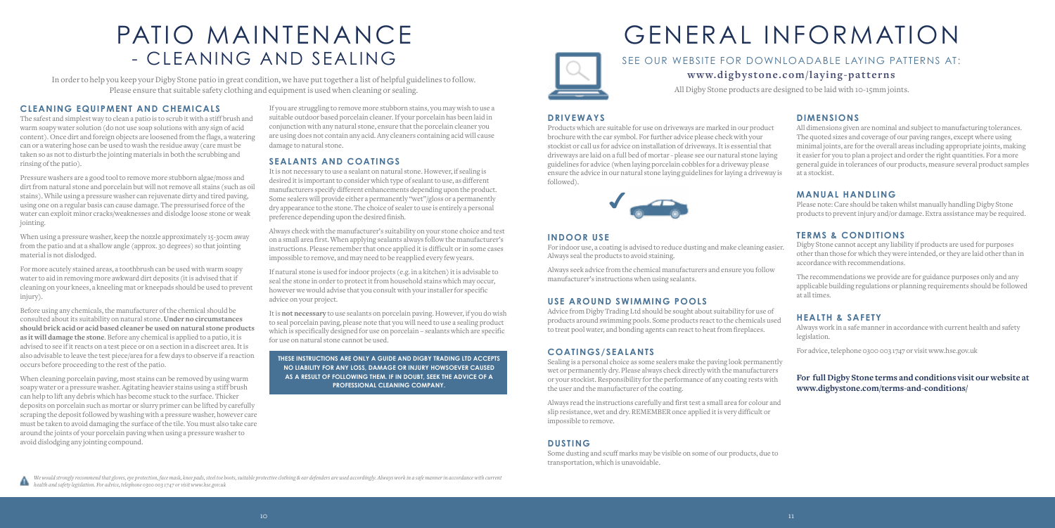# PATIO MAINTENANCE - CLEANING AND SEALING

In order to help you keep your Digby Stone patio in great condition, we have put together a list of helpful guidelines to follow. Please ensure that suitable safety clothing and equipment is used when cleaning or sealing.

## CLEANING EQUIPMENT AND CHEMICALS

The safest and simplest way to clean a patio is to scrub it with a stiff brush and warm soapy water solution (do not use soap solutions with any sign of acid content). Once dirt and foreign objects are loosened from the flags, a watering can or a watering hose can be used to wash the residue away (care must be taken so as not to disturb the jointing materials in both the scrubbing and rinsing of the patio).

Pressure washers are a good tool to remove more stubborn algae/moss and dirt from natural stone and porcelain but will not remove all stains (such as oil stains). While using a pressure washer can rejuvenate dirty and tired paving, using one on a regular basis can cause damage. The pressurised force of the water can exploit minor cracks/weaknesses and dislodge loose stone or weak jointing.

When using a pressure washer, keep the nozzle approximately 15-30cm away from the patio and at a shallow angle (approx. 30 degrees) so that jointing material is not dislodged.

For more acutely stained areas, a toothbrush can be used with warm soapy water to aid in removing more awkward dirt deposits (it is advised that if cleaning on your knees, a kneeling mat or kneepads should be used to prevent injury).

Before using any chemicals, the manufacturer of the chemical should be consulted about its suitability on natural stone. **Under no circumstances should brick acid or acid based cleaner be used on natural stone products as it will damage the stone**. Before any chemical is applied to a patio, it is advised to see if it reacts on a test piece or on a section in a discreet area. It is also advisable to leave the test piece/area for a few days to observe if a reaction occurs before proceeding to the rest of the patio.

When cleaning porcelain paving, most stains can be removed by using warm soapy water or a pressure washer. Agitating heavier stains using a stiff brush can help to lift any debris which has become stuck to the surface. Thicker deposits on porcelain such as mortar or slurry primer can be lifted by carefully scraping the deposit followed by washing with a pressure washer, however care must be taken to avoid damaging the surface of the tile. You must also take care around the joints of your porcelain paving when using a pressure washer to avoid dislodging any jointing compound.

If you are struggling to remove more stubborn stains, you may wish to use a suitable outdoor based porcelain cleaner. If your porcelain has been laid in conjunction with any natural stone, ensure that the porcelain cleaner you are using does not contain any acid. Any cleaners containing acid will cause damage to natural stone.

## SEALANTS AND COATINGS

It is not necessary to use a sealant on natural stone. However, if sealing is desired it is important to consider which type of sealant to use, as different manufacturers specify different enhancements depending upon the product. Some sealers will provide either a permanently "wet"/gloss or a permanently dry appearance to the stone. The choice of sealer to use is entirely a personal preference depending upon the desired finish.

Always check with the manufacturer's suitability on your stone choice and test on a small area first. When applying sealants always follow the manufacturer's instructions. Please remember that once applied it is difficult or in some cases impossible to remove, and may need to be reapplied every few years.

If natural stone is used for indoor projects (e.g. in a kitchen) it is advisable to seal the stone in order to protect it from household stains which may occur, however we would advise that you consult with your installer for specific advice on your project.

It is **not necessary** to use sealants on porcelain paving. However, if you do wish to seal porcelain paving, please note that you will need to use a sealing product which is specifically designed for use on porcelain – sealants which are specific for use on natural stone cannot be used.

**THESE INSTRUCTIONS ARE ONLY A GUIDE AND DIGBY TRADING LTD ACCEPTS NO LIABILITY FOR ANY LOSS, DAMAGE OR INJURY HOWSOEVER CAUSED AS A RESULT OF FOLLOWING THEM. IF IN DOUBT, SEEK THE ADVICE OF A PROFESSIONAL CLEANING COMPANY.**

*We would strongly recommend that gloves, eye protection, face mask, knee pads, steel toe boots, suitable protective clothing & ear defenders are used accordingly. Always work in a safe manner in accordance with current health and safety legislation. For advice, telephone 0300 003 1747 or visit www.hse.gov.uk*

# GENERAL INFORMATION

SEE OUR WEBSITE FOR DOWNLOADABLE LAYING PATTERNS AT:

**www.digbystone.com/laying-patterns**

All Digby Stone products are designed to be laid with 10-15mm joints.

## DRIVEWAYS

Products which are suitable for use on driveways are marked in our product brochure with the car symbol. For further advice please check with your stockist or call us for advice on installation of driveways. It is essential that driveways are laid on a full bed of mortar - please see our natural stone laying guidelines for advice (when laying porcelain cobbles for a driveway please ensure the advice in our natural stone laying guidelines for laying a driveway is followed).

## INDOOR USE

For indoor use, a coating is advised to reduce dusting and make cleaning easier. Always seal the products to avoid staining.

Always seek advice from the chemical manufacturers and ensure you follow manufacturer's instructions when using sealants.

## USE AROUND SWIMMING POOLS

Advice from Digby Trading Ltd should be sought about suitability for use of products around swimming pools. Some products react to the chemicals used to treat pool water, and bonding agents can react to heat from fireplaces.

## COATINGS/SEALANTS

Sealing is a personal choice as some sealers make the paving look permanently wet or permanently dry. Please always check directly with the manufacturers or your stockist. Responsibility for the performance of any coating rests with the user and the manufacturer of the coating.

Always read the instructions carefully and first test a small area for colour and slip resistance, wet and dry. REMEMBER once applied it is very difficult or impossible to remove.

## DUSTING

Some dusting and scuff marks may be visible on some of our products, due to transportation, which is unavoidable.

## DIMENSIONS

All dimensions given are nominal and subject to manufacturing tolerances. The quoted sizes and coverage of our paving ranges, except where using minimal joints, are for the overall areas including appropriate joints, making it easier for you to plan a project and order the right quantities. For a more general guide in tolerances of our products, measure several product samples at a stockist.

## MANUAL HANDLING

Please note: Care should be taken whilst manually handling Digby Stone products to prevent injury and/or damage. Extra assistance may be required.

## TERMS & CONDITIONS

Digby Stone cannot accept any liability if products are used for purposes other than those for which they were intended, or they are laid other than in accordance with recommendations.

The recommendations we provide are for guidance purposes only and any applicable building regulations or planning requirements should be followed at all times.

## HEALTH & SAFETY

Always work in a safe manner in accordance with current health and safety legislation.

For advice, telephone 0300 003 1747 or visit www.hse.gov.uk

**For full Digby Stone terms and conditions visit our website at www.digbystone.com/terms-and-conditions/**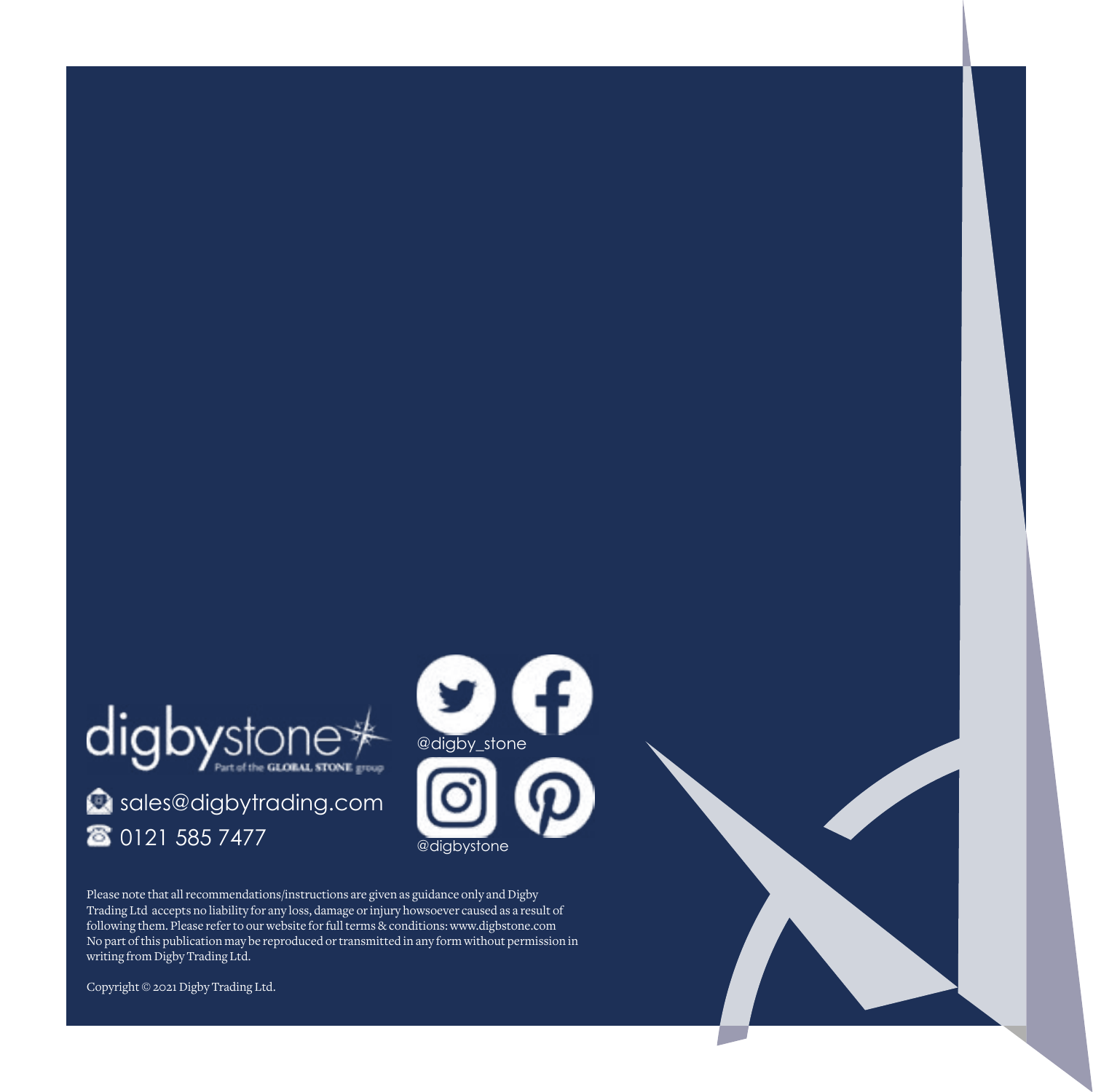digbystone
Part of the GLOBAL STONE group

sales@digbytrading.com
0121 585 7477

@digby_stone

@digbystone

Please note that all recommendations/instructions are given as guidance only and Digby Trading Ltd accepts no liability for any loss, damage or injury howsoever caused as a result of following them. Please refer to our website for full terms & conditions: www.digbstone.com
No part of this publication may be reproduced or transmitted in any form without permission in writing from Digby Trading Ltd.

Copyright © 2021 Digby Trading Ltd.